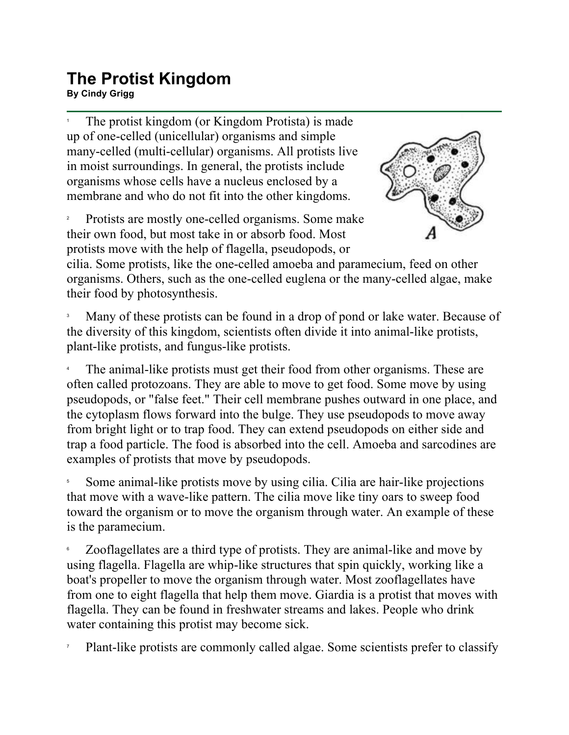# The Protist Kingdom

**By Cindy Grigg**

1 The protist kingdom (or Kingdom Protista) is made up of one-celled (unicellular) organisms and simple many-celled (multi-cellular) organisms. All protists live in moist surroundings. In general, the protists include organisms whose cells have a nucleus enclosed by a membrane and who do not fit into the other kingdoms.

2 Protists are mostly one-celled organisms. Some make their own food, but most take in or absorb food. Most protists move with the help of flagella, pseudopods, or cilia. Some protists, like the one-celled amoeba and paramecium, feed on other organisms. Others, such as the one-celled euglena or the many-celled algae, make their food by photosynthesis.

3 Many of these protists can be found in a drop of pond or lake water. Because of the diversity of this kingdom, scientists often divide it into animal-like protists, plant-like protists, and fungus-like protists.

4 The animal-like protists must get their food from other organisms. These are often called protozoans. They are able to move to get food. Some move by using pseudopods, or "false feet." Their cell membrane pushes outward in one place, and the cytoplasm flows forward into the bulge. They use pseudopods to move away from bright light or to trap food. They can extend pseudopods on either side and trap a food particle. The food is absorbed into the cell. Amoeba and sarcodines are examples of protists that move by pseudopods.

5 Some animal-like protists move by using cilia. Cilia are hair-like projections that move with a wave-like pattern. The cilia move like tiny oars to sweep food toward the organism or to move the organism through water. An example of these is the paramecium.

6 Zooflagellates are a third type of protists. They are animal-like and move by using flagella. Flagella are whip-like structures that spin quickly, working like a boat's propeller to move the organism through water. Most zooflagellates have from one to eight flagella that help them move. Giardia is a protist that moves with flagella. They can be found in freshwater streams and lakes. People who drink water containing this protist may become sick.

7 Plant-like protists are commonly called algae. Some scientists prefer to classify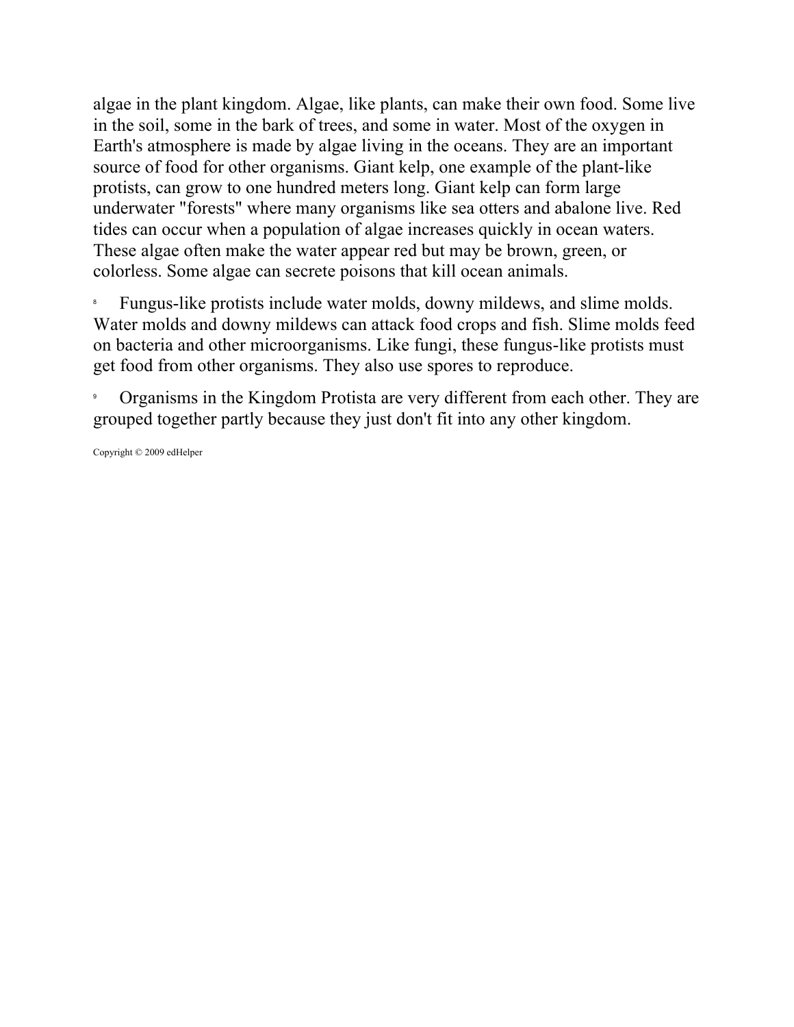algae in the plant kingdom. Algae, like plants, can make their own food. Some live in the soil, some in the bark of trees, and some in water. Most of the oxygen in Earth's atmosphere is made by algae living in the oceans. They are an important source of food for other organisms. Giant kelp, one example of the plant-like protists, can grow to one hundred meters long. Giant kelp can form large underwater "forests" where many organisms like sea otters and abalone live. Red tides can occur when a population of algae increases quickly in ocean waters. These algae often make the water appear red but may be brown, green, or colorless. Some algae can secrete poisons that kill ocean animals.

8 Fungus-like protists include water molds, downy mildews, and slime molds. Water molds and downy mildews can attack food crops and fish. Slime molds feed on bacteria and other microorganisms. Like fungi, these fungus-like protists must get food from other organisms. They also use spores to reproduce.

9 Organisms in the Kingdom Protista are very different from each other. They are grouped together partly because they just don't fit into any other kingdom.

Copyright © 2009 edHelper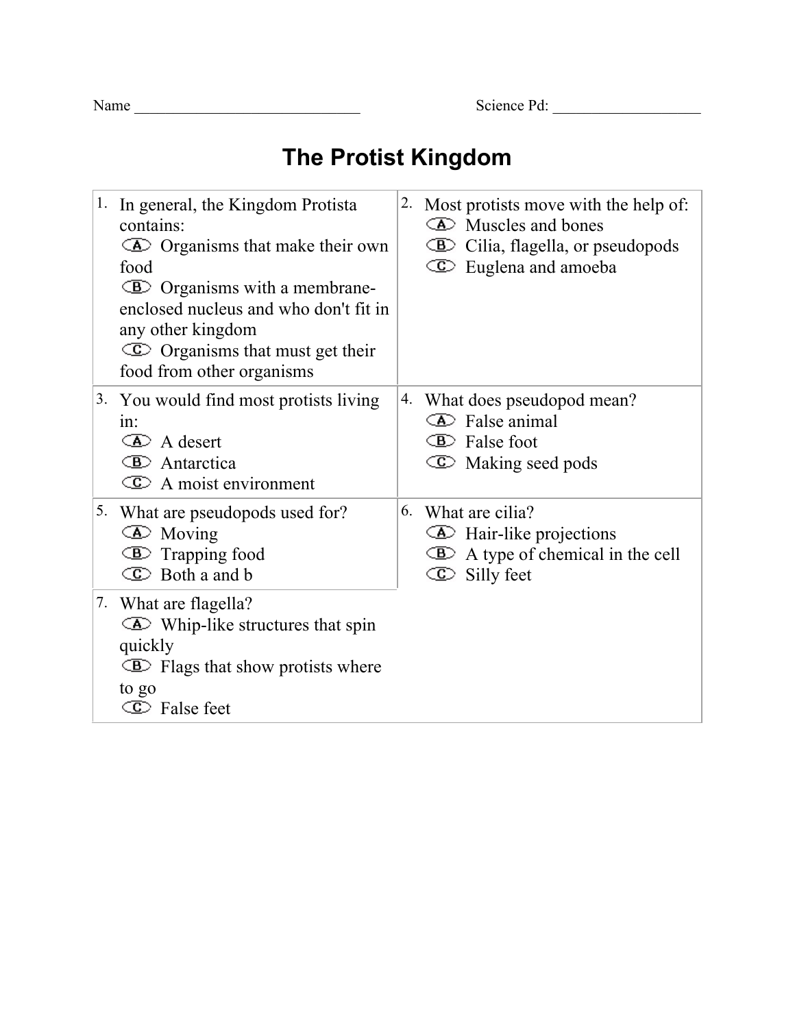Name ____________________________ Science Pd: ___________________

# The Protist Kingdom

1. In general, the Kingdom Protista contains:
   - (A) Organisms that make their own food
   - (B) Organisms with a membrane-enclosed nucleus and who don't fit in any other kingdom
   - (C) Organisms that must get their food from other organisms

2. Most protists move with the help of:
   - (A) Muscles and bones
   - (B) Cilia, flagella, or pseudopods
   - (C) Euglena and amoeba

3. You would find most protists living in:
   - (A) A desert
   - (B) Antarctica
   - (C) A moist environment

4. What does pseudopod mean?
   - (A) False animal
   - (B) False foot
   - (C) Making seed pods

5. What are pseudopods used for?
   - (A) Moving
   - (B) Trapping food
   - (C) Both a and b

6. What are cilia?
   - (A) Hair-like projections
   - (B) A type of chemical in the cell
   - (C) Silly feet

7. What are flagella?
   - (A) Whip-like structures that spin quickly
   - (B) Flags that show protists where to go
   - (C) False feet